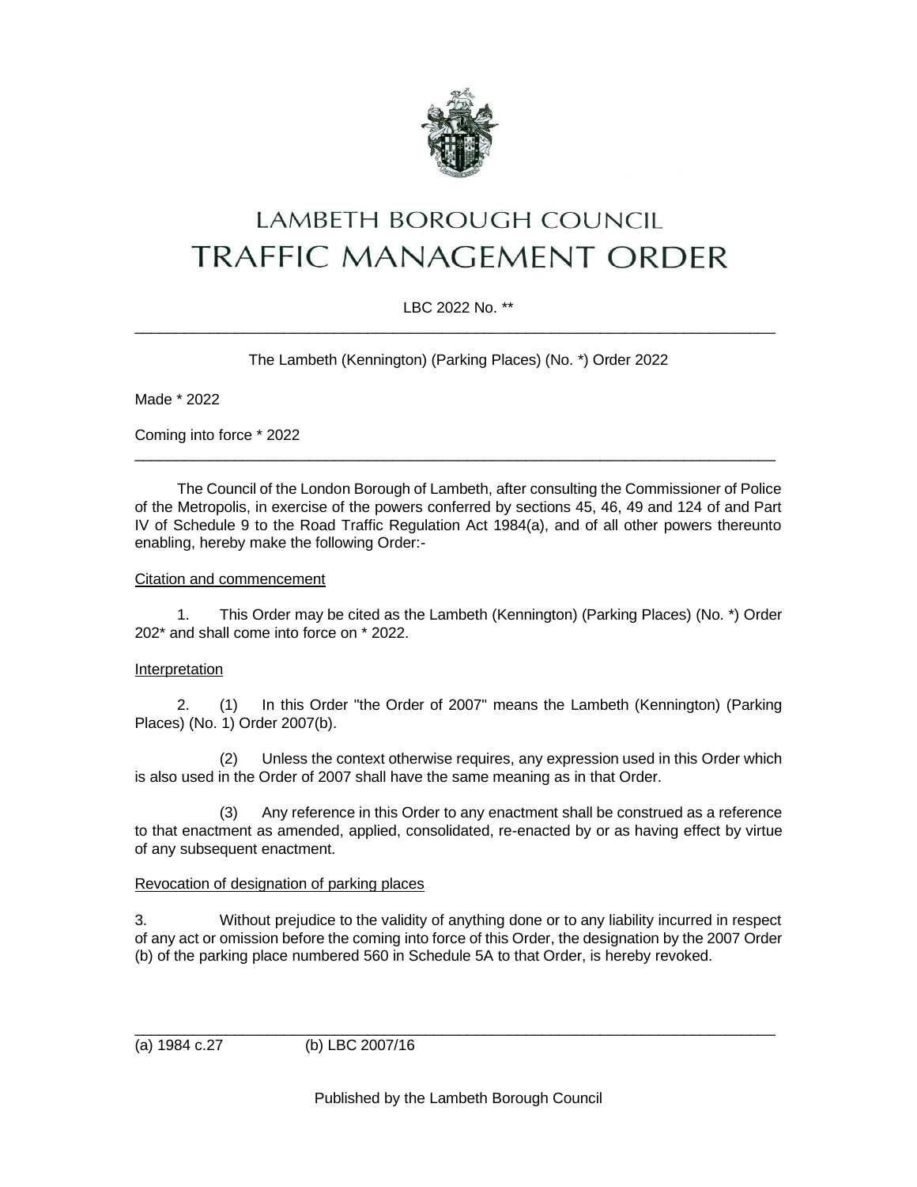# LAMBETH BOROUGH COUNCIL
# TRAFFIC MANAGEMENT ORDER

LBC 2022 No. **

---

The Lambeth (Kennington) (Parking Places) (No. *) Order 2022

Made * 2022

Coming into force * 2022

---

The Council of the London Borough of Lambeth, after consulting the Commissioner of Police of the Metropolis, in exercise of the powers conferred by sections 45, 46, 49 and 124 of and Part IV of Schedule 9 to the Road Traffic Regulation Act 1984(a), and of all other powers thereunto enabling, hereby make the following Order:-

Citation and commencement

1. This Order may be cited as the Lambeth (Kennington) (Parking Places) (No. *) Order 202* and shall come into force on * 2022.

Interpretation

2. (1) In this Order "the Order of 2007" means the Lambeth (Kennington) (Parking Places) (No. 1) Order 2007(b).

(2) Unless the context otherwise requires, any expression used in this Order which is also used in the Order of 2007 shall have the same meaning as in that Order.

(3) Any reference in this Order to any enactment shall be construed as a reference to that enactment as amended, applied, consolidated, re-enacted by or as having effect by virtue of any subsequent enactment.

Revocation of designation of parking places

3. Without prejudice to the validity of anything done or to any liability incurred in respect of any act or omission before the coming into force of this Order, the designation by the 2007 Order (b) of the parking place numbered 560 in Schedule 5A to that Order, is hereby revoked.

---

(a) 1984 c.27 (b) LBC 2007/16

Published by the Lambeth Borough Council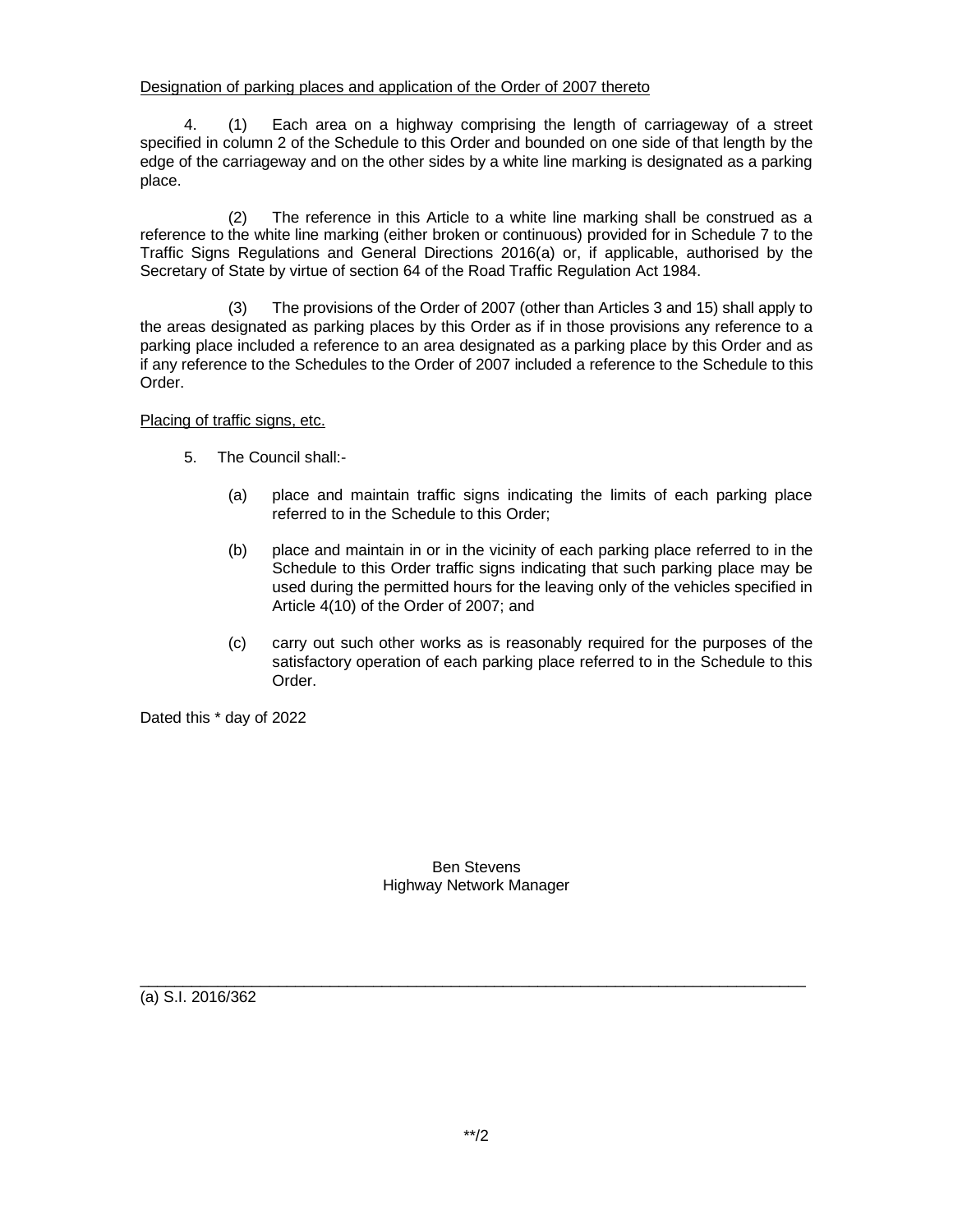Designation of parking places and application of the Order of 2007 thereto

4. (1) Each area on a highway comprising the length of carriageway of a street specified in column 2 of the Schedule to this Order and bounded on one side of that length by the edge of the carriageway and on the other sides by a white line marking is designated as a parking place.

(2) The reference in this Article to a white line marking shall be construed as a reference to the white line marking (either broken or continuous) provided for in Schedule 7 to the Traffic Signs Regulations and General Directions 2016(a) or, if applicable, authorised by the Secretary of State by virtue of section 64 of the Road Traffic Regulation Act 1984.

(3) The provisions of the Order of 2007 (other than Articles 3 and 15) shall apply to the areas designated as parking places by this Order as if in those provisions any reference to a parking place included a reference to an area designated as a parking place by this Order and as if any reference to the Schedules to the Order of 2007 included a reference to the Schedule to this Order.

Placing of traffic signs, etc.

5. The Council shall:-

(a) place and maintain traffic signs indicating the limits of each parking place referred to in the Schedule to this Order;

(b) place and maintain in or in the vicinity of each parking place referred to in the Schedule to this Order traffic signs indicating that such parking place may be used during the permitted hours for the leaving only of the vehicles specified in Article 4(10) of the Order of 2007; and

(c) carry out such other works as is reasonably required for the purposes of the satisfactory operation of each parking place referred to in the Schedule to this Order.

Dated this * day of 2022

Ben Stevens
Highway Network Manager

---

(a) S.I. 2016/362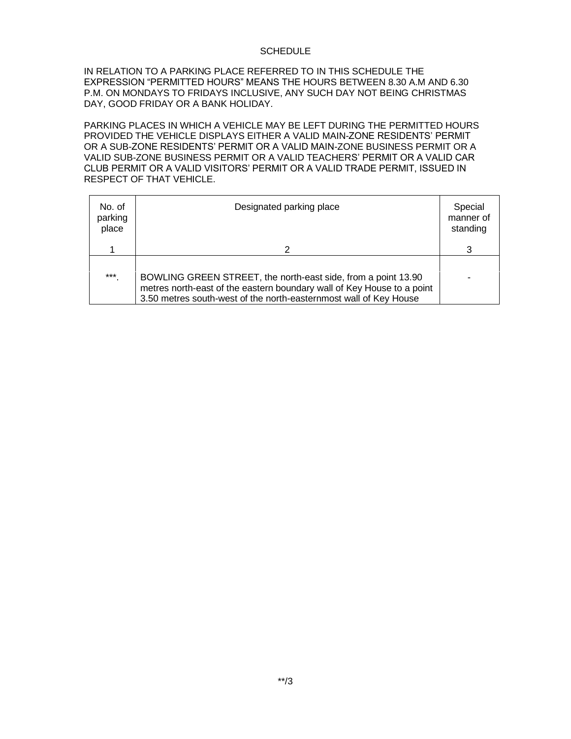# SCHEDULE

IN RELATION TO A PARKING PLACE REFERRED TO IN THIS SCHEDULE THE EXPRESSION "PERMITTED HOURS" MEANS THE HOURS BETWEEN 8.30 A.M AND 6.30 P.M. ON MONDAYS TO FRIDAYS INCLUSIVE, ANY SUCH DAY NOT BEING CHRISTMAS DAY, GOOD FRIDAY OR A BANK HOLIDAY.

PARKING PLACES IN WHICH A VEHICLE MAY BE LEFT DURING THE PERMITTED HOURS PROVIDED THE VEHICLE DISPLAYS EITHER A VALID MAIN-ZONE RESIDENTS' PERMIT OR A SUB-ZONE RESIDENTS' PERMIT OR A VALID MAIN-ZONE BUSINESS PERMIT OR A VALID SUB-ZONE BUSINESS PERMIT OR A VALID TEACHERS' PERMIT OR A VALID CAR CLUB PERMIT OR A VALID VISITORS' PERMIT OR A VALID TRADE PERMIT, ISSUED IN RESPECT OF THAT VEHICLE.

| No. of parking place | Designated parking place | Special manner of standing |
|---|---|---|
| 1 | 2 | 3 |
| ***. | BOWLING GREEN STREET, the north-east side, from a point 13.90 metres north-east of the eastern boundary wall of Key House to a point 3.50 metres south-west of the north-easternmost wall of Key House | - |

**/3